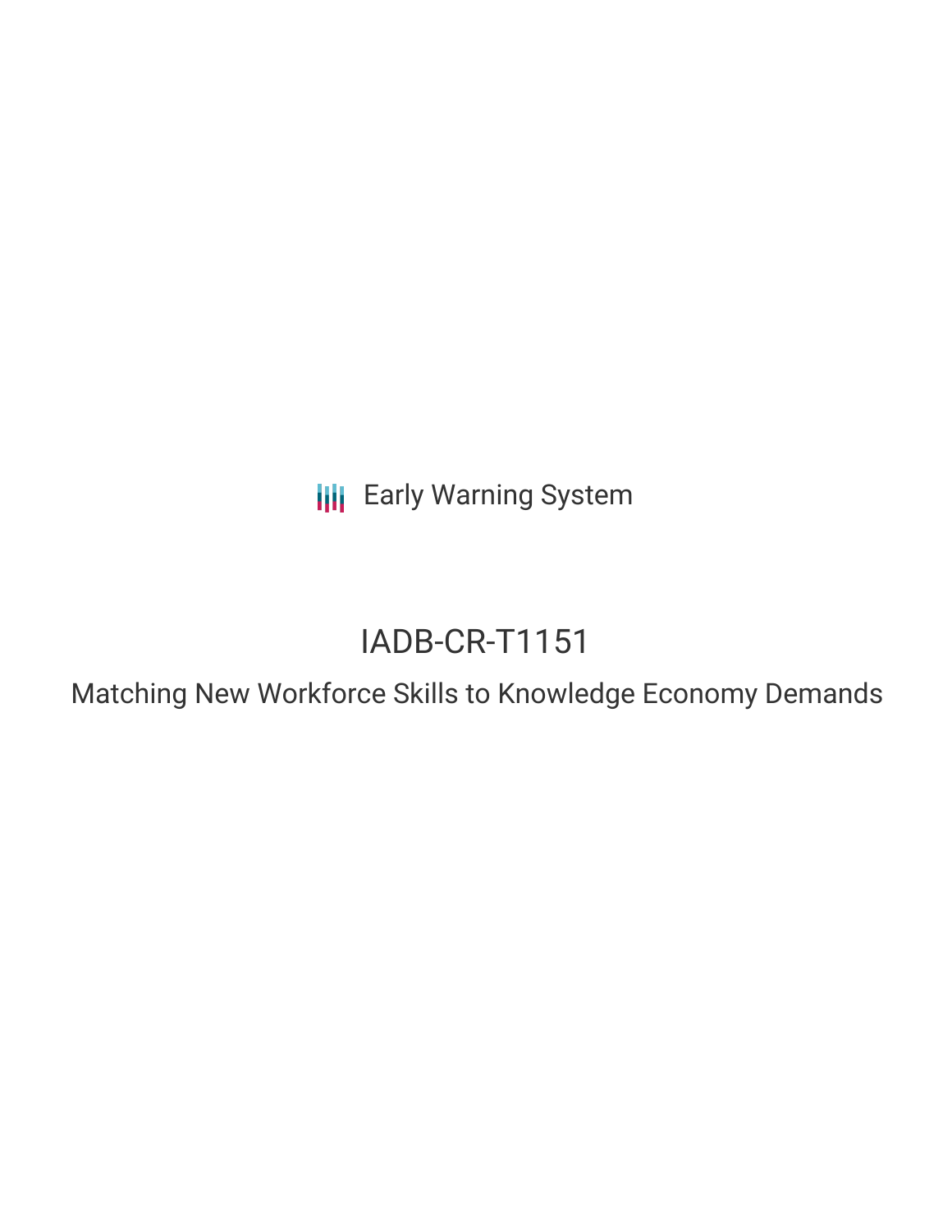Early Warning System

# IADB-CR-T1151

## Matching New Workforce Skills to Knowledge Economy Demands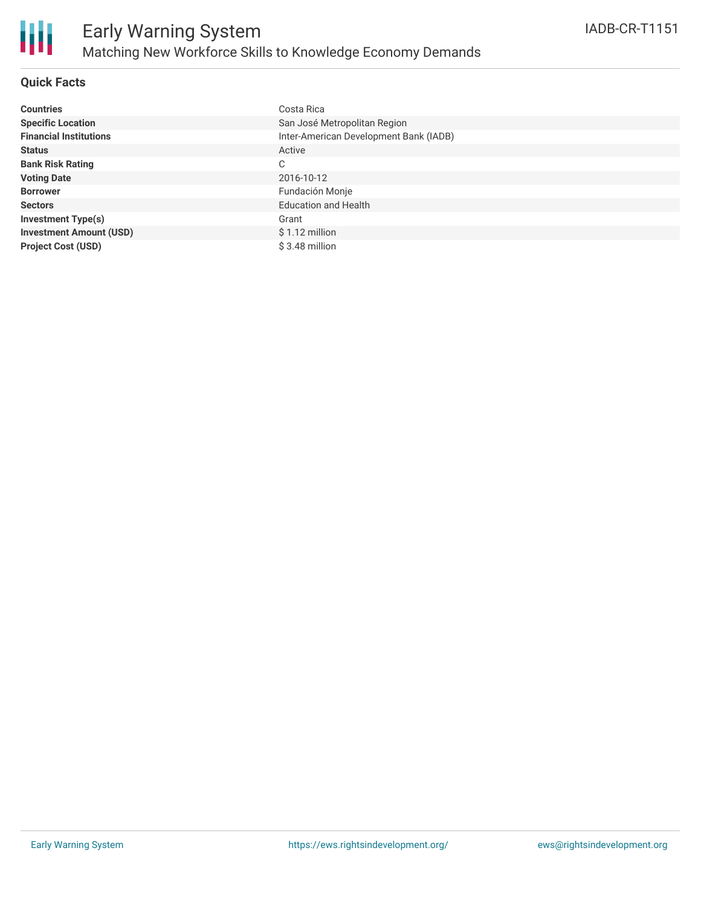# Early Warning System

## Matching New Workforce Skills to Knowledge Economy Demands

IADB-CR-T1151

### Quick Facts

| | |
|---|---|
| **Countries** | Costa Rica |
| **Specific Location** | San José Metropolitan Region |
| **Financial Institutions** | Inter-American Development Bank (IADB) |
| **Status** | Active |
| **Bank Risk Rating** | C |
| **Voting Date** | 2016-10-12 |
| **Borrower** | Fundación Monje |
| **Sectors** | Education and Health |
| **Investment Type(s)** | Grant |
| **Investment Amount (USD)** | $ 1.12 million |
| **Project Cost (USD)** | $ 3.48 million |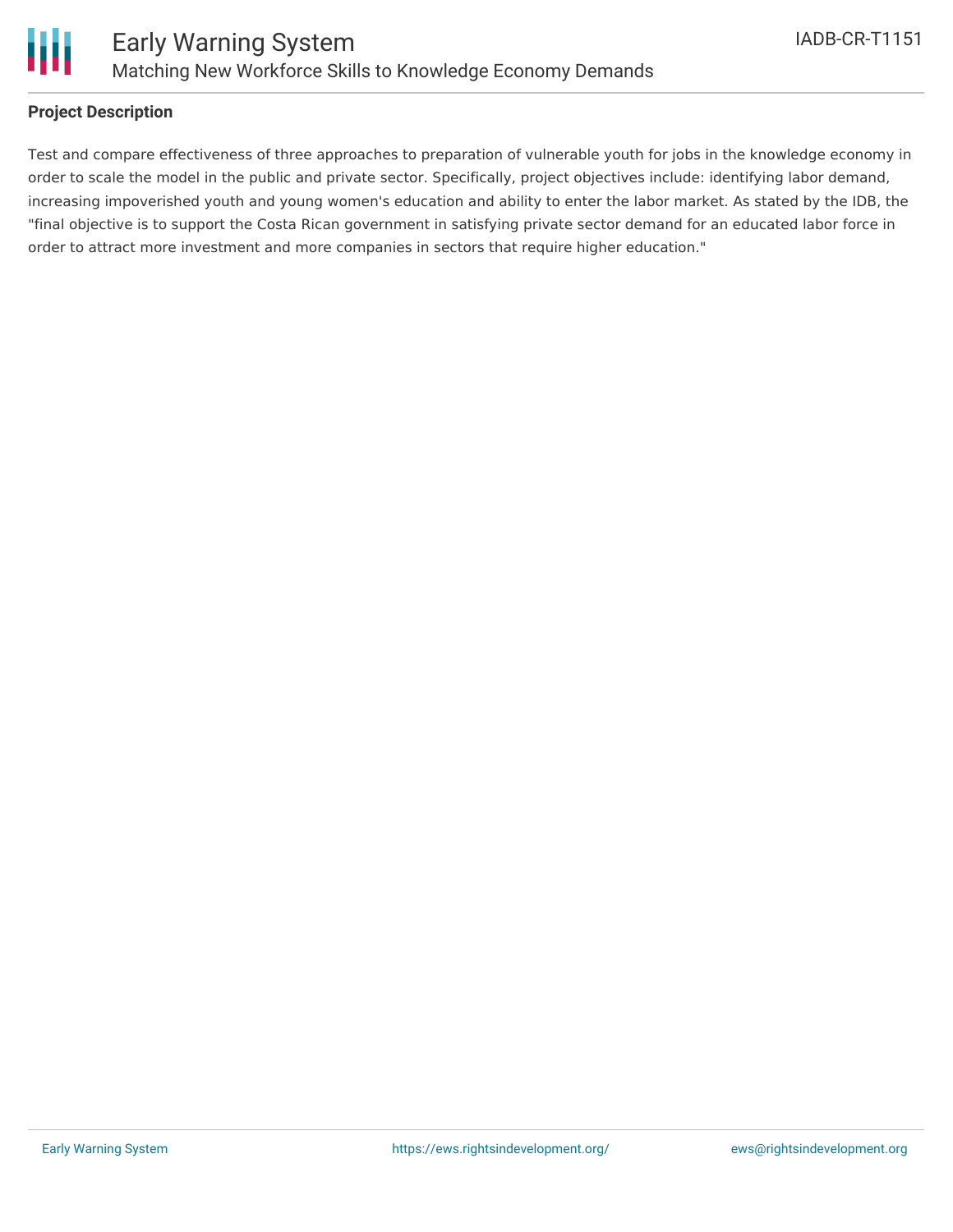**Project Description**

Test and compare effectiveness of three approaches to preparation of vulnerable youth for jobs in the knowledge economy in order to scale the model in the public and private sector. Specifically, project objectives include: identifying labor demand, increasing impoverished youth and young women's education and ability to enter the labor market. As stated by the IDB, the "final objective is to support the Costa Rican government in satisfying private sector demand for an educated labor force in order to attract more investment and more companies in sectors that require higher education."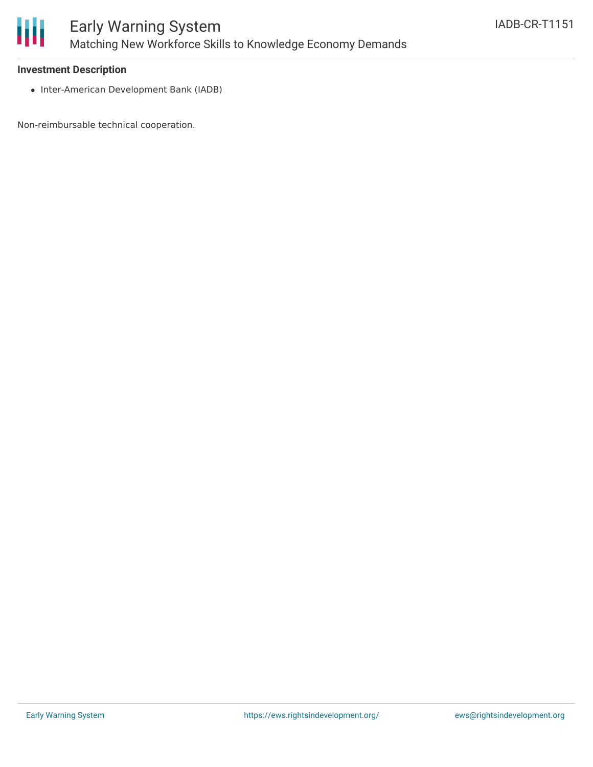**Investment Description**

- Inter-American Development Bank (IADB)

Non-reimbursable technical cooperation.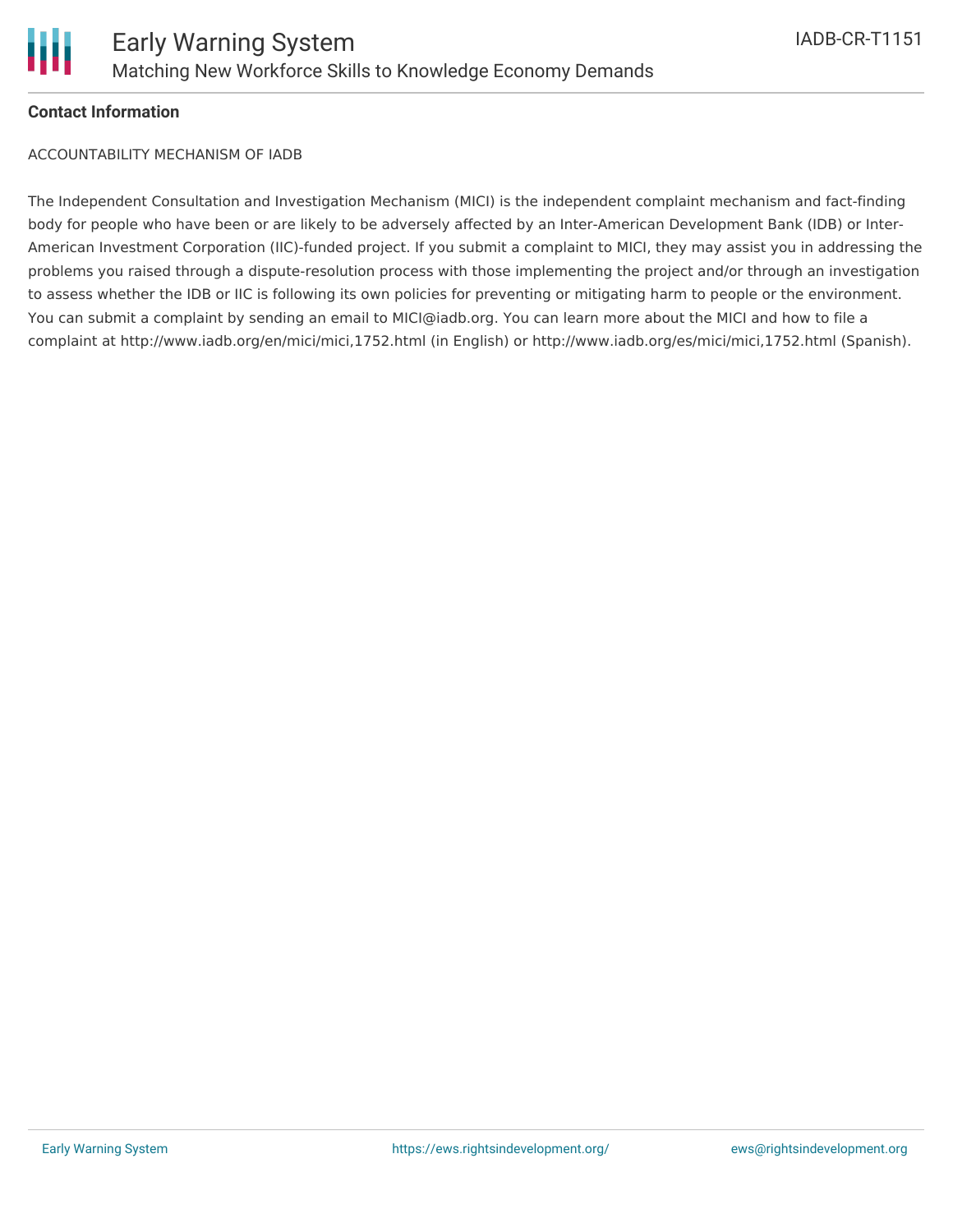**Contact Information**

ACCOUNTABILITY MECHANISM OF IADB

The Independent Consultation and Investigation Mechanism (MICI) is the independent complaint mechanism and fact-finding body for people who have been or are likely to be adversely affected by an Inter-American Development Bank (IDB) or Inter-American Investment Corporation (IIC)-funded project. If you submit a complaint to MICI, they may assist you in addressing the problems you raised through a dispute-resolution process with those implementing the project and/or through an investigation to assess whether the IDB or IIC is following its own policies for preventing or mitigating harm to people or the environment. You can submit a complaint by sending an email to MICI@iadb.org. You can learn more about the MICI and how to file a complaint at http://www.iadb.org/en/mici/mici,1752.html (in English) or http://www.iadb.org/es/mici/mici,1752.html (Spanish).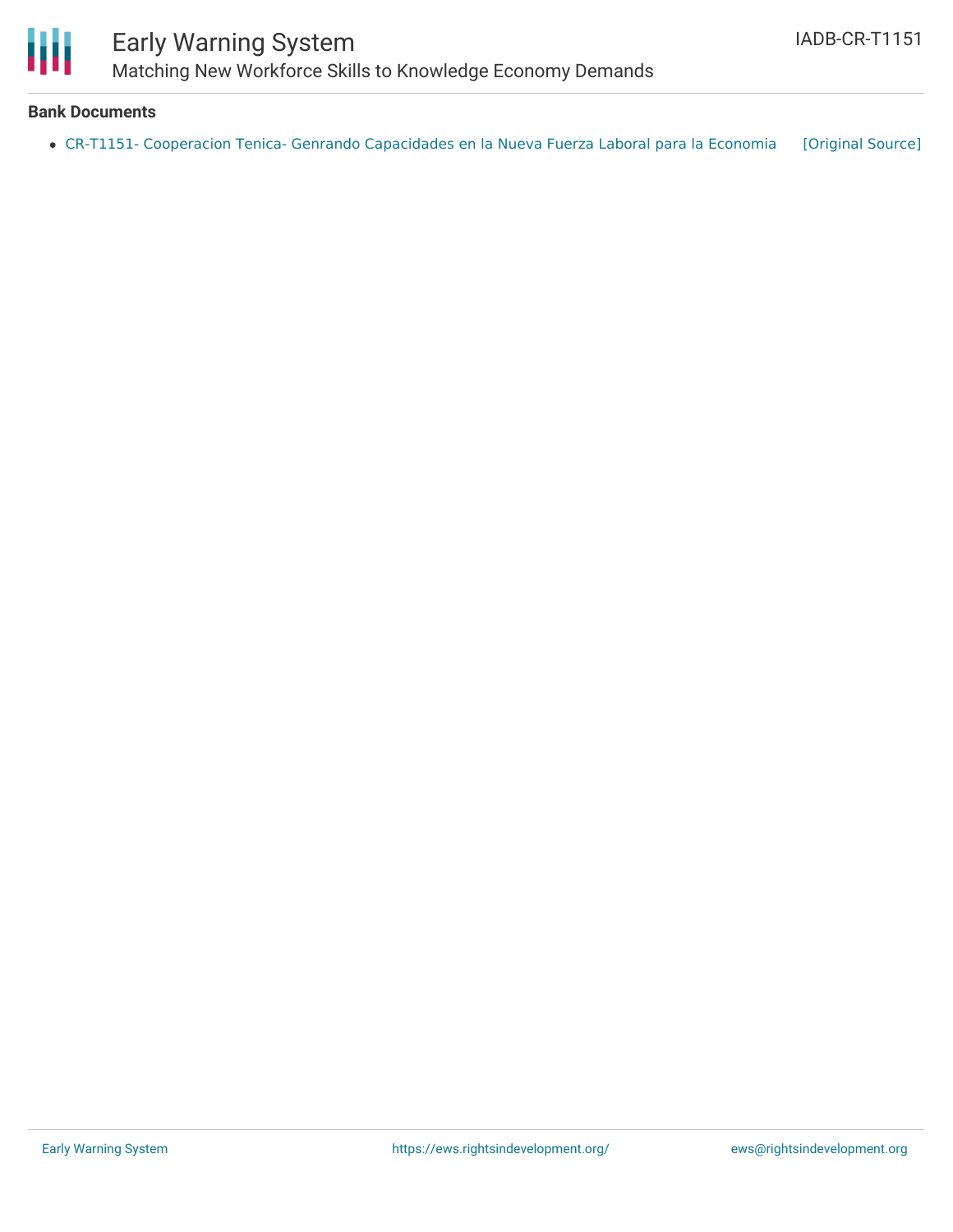**Bank Documents**

- CR-T1151- Cooperacion Tenica- Genrando Capacidades en la Nueva Fuerza Laboral para la Economia [Original Source]